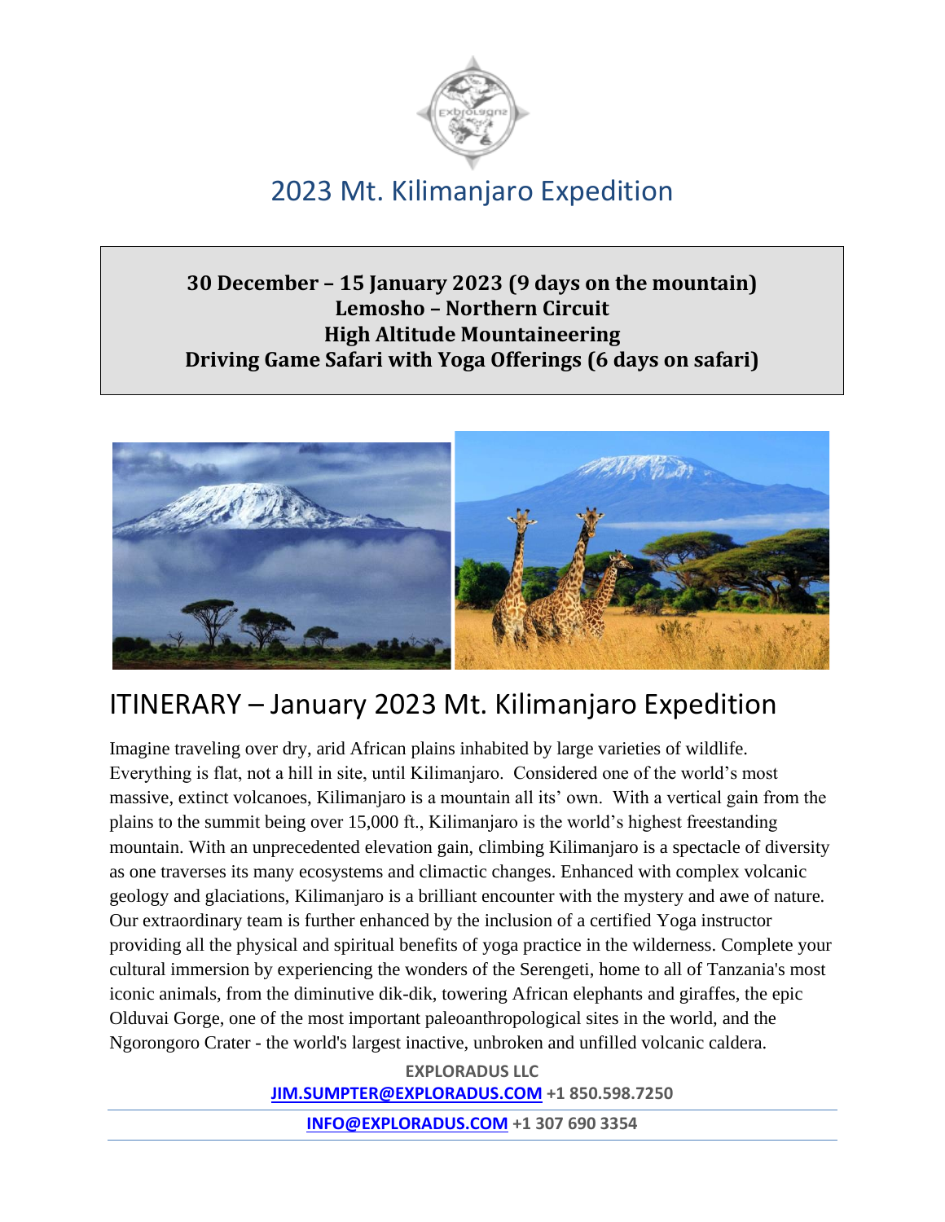# 2023 Mt. Kilimanjaro Expedition

**30 December – 15 January 2023 (9 days on the mountain)**
**Lemosho – Northern Circuit**
**High Altitude Mountaineering**
**Driving Game Safari with Yoga Offerings (6 days on safari)**

## ITINERARY – January 2023 Mt. Kilimanjaro Expedition

Imagine traveling over dry, arid African plains inhabited by large varieties of wildlife. Everything is flat, not a hill in site, until Kilimanjaro. Considered one of the world's most massive, extinct volcanoes, Kilimanjaro is a mountain all its' own. With a vertical gain from the plains to the summit being over 15,000 ft., Kilimanjaro is the world's highest freestanding mountain. With an unprecedented elevation gain, climbing Kilimanjaro is a spectacle of diversity as one traverses its many ecosystems and climactic changes. Enhanced with complex volcanic geology and glaciations, Kilimanjaro is a brilliant encounter with the mystery and awe of nature. Our extraordinary team is further enhanced by the inclusion of a certified Yoga instructor providing all the physical and spiritual benefits of yoga practice in the wilderness. Complete your cultural immersion by experiencing the wonders of the Serengeti, home to all of Tanzania's most iconic animals, from the diminutive dik-dik, towering African elephants and giraffes, the epic Olduvai Gorge, one of the most important paleoanthropological sites in the world, and the Ngorongoro Crater - the world's largest inactive, unbroken and unfilled volcanic caldera.

**EXPLORADUS LLC**
**JIM.SUMPTER@EXPLORADUS.COM +1 850.598.7250**
**INFO@EXPLORADUS.COM +1 307 690 3354**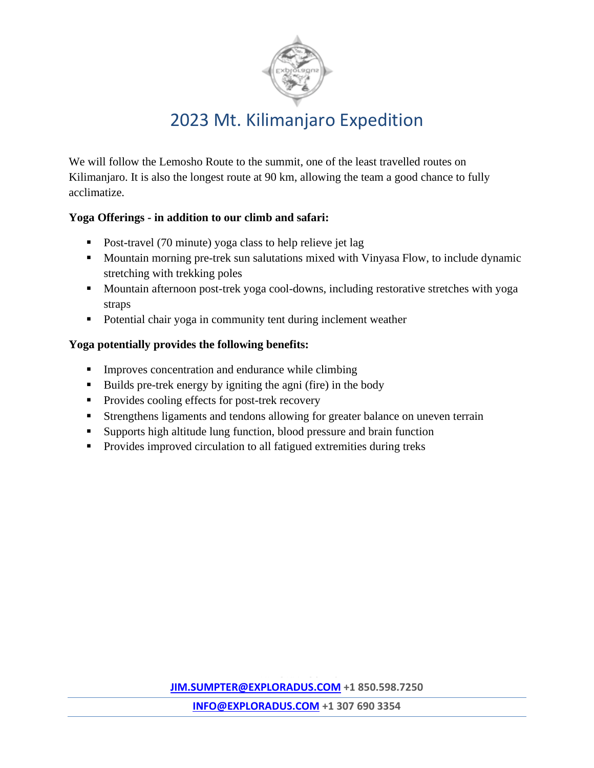# 2023 Mt. Kilimanjaro Expedition

We will follow the Lemosho Route to the summit, one of the least travelled routes on Kilimanjaro. It is also the longest route at 90 km, allowing the team a good chance to fully acclimatize.

**Yoga Offerings - in addition to our climb and safari:**

- Post-travel (70 minute) yoga class to help relieve jet lag
- Mountain morning pre-trek sun salutations mixed with Vinyasa Flow, to include dynamic stretching with trekking poles
- Mountain afternoon post-trek yoga cool-downs, including restorative stretches with yoga straps
- Potential chair yoga in community tent during inclement weather

**Yoga potentially provides the following benefits:**

- Improves concentration and endurance while climbing
- Builds pre-trek energy by igniting the agni (fire) in the body
- Provides cooling effects for post-trek recovery
- Strengthens ligaments and tendons allowing for greater balance on uneven terrain
- Supports high altitude lung function, blood pressure and brain function
- Provides improved circulation to all fatigued extremities during treks

**JIM.SUMPTER@EXPLORADUS.COM +1 850.598.7250**

**INFO@EXPLORADUS.COM +1 307 690 3354**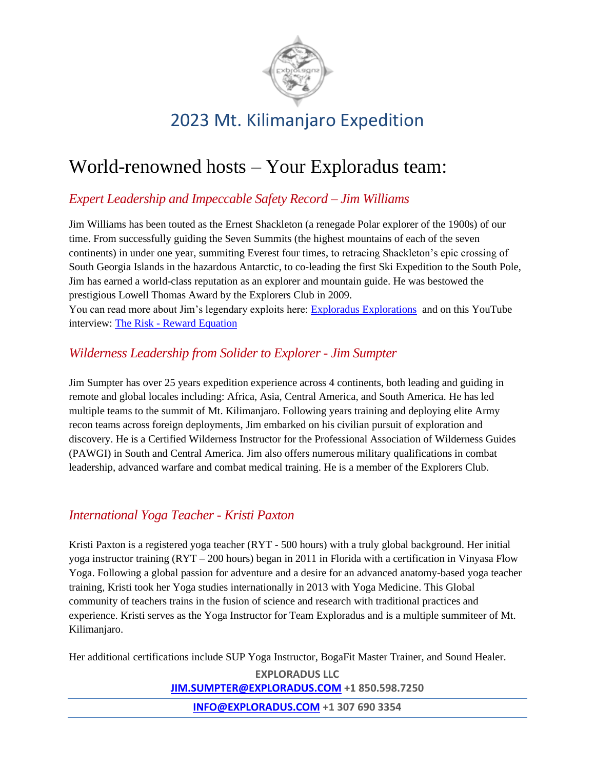## 2023 Mt. Kilimanjaro Expedition

# World-renowned hosts – Your Exploradus team:

### *Expert Leadership and Impeccable Safety Record – Jim Williams*

Jim Williams has been touted as the Ernest Shackleton (a renegade Polar explorer of the 1900s) of our time. From successfully guiding the Seven Summits (the highest mountains of each of the seven continents) in under one year, summiting Everest four times, to retracing Shackleton's epic crossing of South Georgia Islands in the hazardous Antarctic, to co-leading the first Ski Expedition to the South Pole, Jim has earned a world-class reputation as an explorer and mountain guide. He was bestowed the prestigious Lowell Thomas Award by the Explorers Club in 2009.

You can read more about Jim's legendary exploits here: Exploradus Explorations and on this YouTube interview: The Risk - Reward Equation

### *Wilderness Leadership from Solider to Explorer - Jim Sumpter*

Jim Sumpter has over 25 years expedition experience across 4 continents, both leading and guiding in remote and global locales including: Africa, Asia, Central America, and South America. He has led multiple teams to the summit of Mt. Kilimanjaro. Following years training and deploying elite Army recon teams across foreign deployments, Jim embarked on his civilian pursuit of exploration and discovery. He is a Certified Wilderness Instructor for the Professional Association of Wilderness Guides (PAWGI) in South and Central America. Jim also offers numerous military qualifications in combat leadership, advanced warfare and combat medical training. He is a member of the Explorers Club.

### *International Yoga Teacher - Kristi Paxton*

Kristi Paxton is a registered yoga teacher (RYT - 500 hours) with a truly global background. Her initial yoga instructor training (RYT – 200 hours) began in 2011 in Florida with a certification in Vinyasa Flow Yoga. Following a global passion for adventure and a desire for an advanced anatomy-based yoga teacher training, Kristi took her Yoga studies internationally in 2013 with Yoga Medicine. This Global community of teachers trains in the fusion of science and research with traditional practices and experience. Kristi serves as the Yoga Instructor for Team Exploradus and is a multiple summiteer of Mt. Kilimanjaro.

Her additional certifications include SUP Yoga Instructor, BogaFit Master Trainer, and Sound Healer.

**EXPLORADUS LLC**
**JIM.SUMPTER@EXPLORADUS.COM +1 850.598.7250**
**INFO@EXPLORADUS.COM +1 307 690 3354**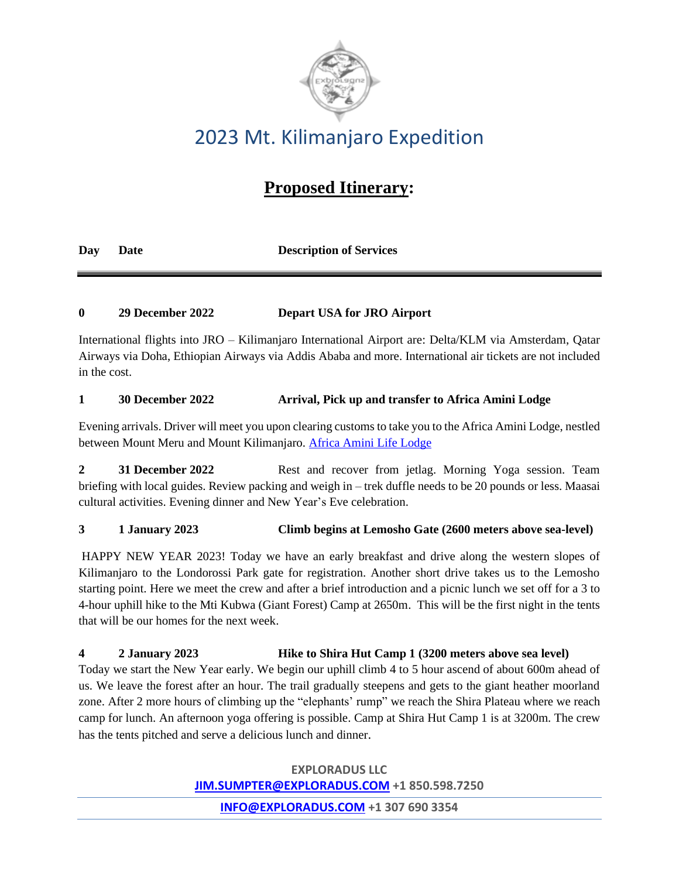# 2023 Mt. Kilimanjaro Expedition

## Proposed Itinerary:

| Day | Date | Description of Services |
|---|---|---|

**0 29 December 2022 Depart USA for JRO Airport**

International flights into JRO – Kilimanjaro International Airport are: Delta/KLM via Amsterdam, Qatar Airways via Doha, Ethiopian Airways via Addis Ababa and more. International air tickets are not included in the cost.

**1 30 December 2022 Arrival, Pick up and transfer to Africa Amini Lodge**

Evening arrivals. Driver will meet you upon clearing customs to take you to the Africa Amini Lodge, nestled between Mount Meru and Mount Kilimanjaro. [Africa Amini Life Lodge]

**2 31 December 2022** Rest and recover from jetlag. Morning Yoga session. Team briefing with local guides. Review packing and weigh in – trek duffle needs to be 20 pounds or less. Maasai cultural activities. Evening dinner and New Year's Eve celebration.

**3 1 January 2023 Climb begins at Lemosho Gate (2600 meters above sea-level)**

HAPPY NEW YEAR 2023! Today we have an early breakfast and drive along the western slopes of Kilimanjaro to the Londorossi Park gate for registration. Another short drive takes us to the Lemosho starting point. Here we meet the crew and after a brief introduction and a picnic lunch we set off for a 3 to 4-hour uphill hike to the Mti Kubwa (Giant Forest) Camp at 2650m. This will be the first night in the tents that will be our homes for the next week.

**4 2 January 2023 Hike to Shira Hut Camp 1 (3200 meters above sea level)**

Today we start the New Year early. We begin our uphill climb 4 to 5 hour ascend of about 600m ahead of us. We leave the forest after an hour. The trail gradually steepens and gets to the giant heather moorland zone. After 2 more hours of climbing up the "elephants' rump" we reach the Shira Plateau where we reach camp for lunch. An afternoon yoga offering is possible. Camp at Shira Hut Camp 1 is at 3200m. The crew has the tents pitched and serve a delicious lunch and dinner.

**EXPLORADUS LLC**
**JIM.SUMPTER@EXPLORADUS.COM +1 850.598.7250**
**INFO@EXPLORADUS.COM +1 307 690 3354**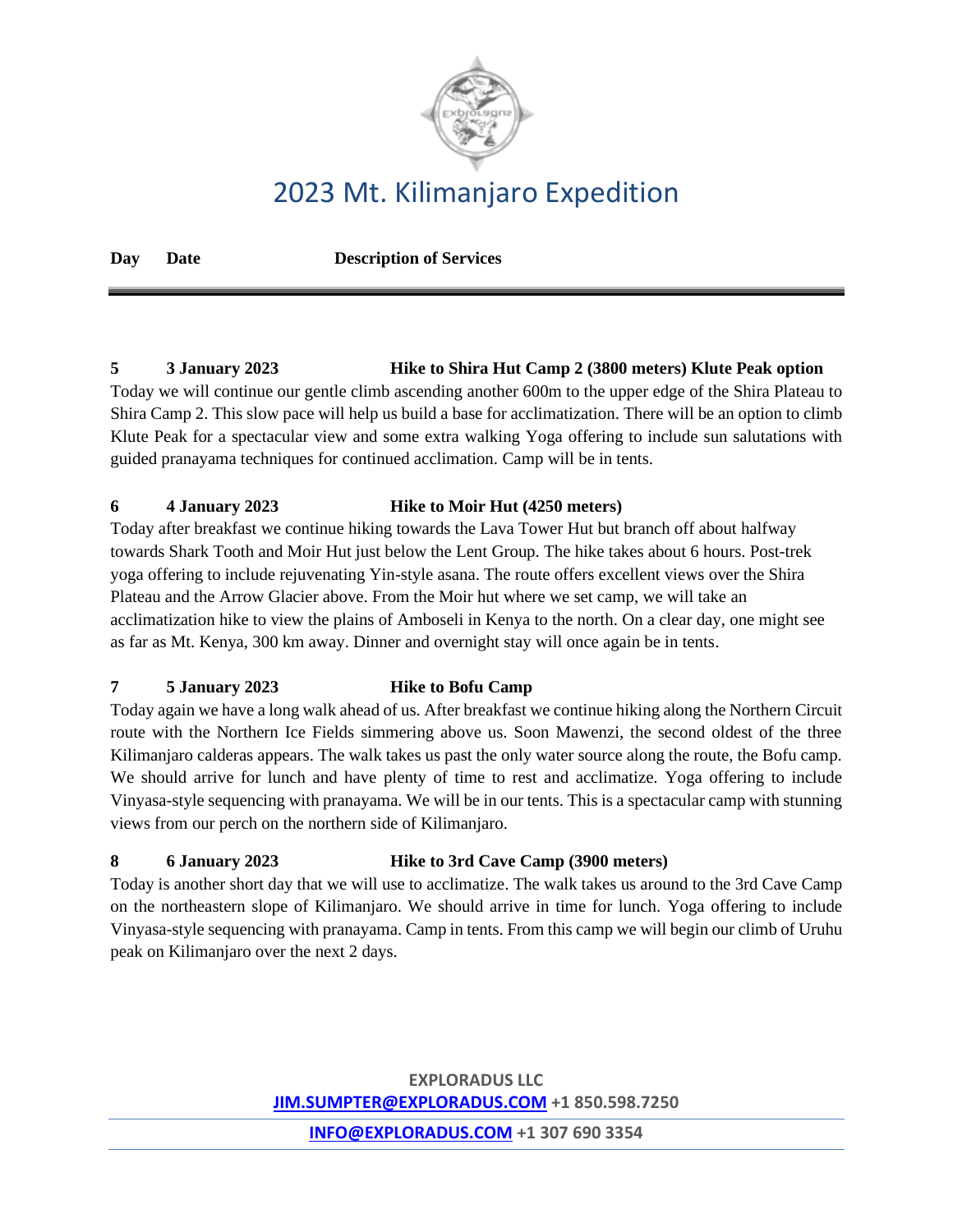# 2023 Mt. Kilimanjaro Expedition

**Day Date Description of Services**

**5 3 January 2023 Hike to Shira Hut Camp 2 (3800 meters) Klute Peak option**

Today we will continue our gentle climb ascending another 600m to the upper edge of the Shira Plateau to Shira Camp 2. This slow pace will help us build a base for acclimatization. There will be an option to climb Klute Peak for a spectacular view and some extra walking Yoga offering to include sun salutations with guided pranayama techniques for continued acclimation. Camp will be in tents.

**6 4 January 2023 Hike to Moir Hut (4250 meters)**

Today after breakfast we continue hiking towards the Lava Tower Hut but branch off about halfway towards Shark Tooth and Moir Hut just below the Lent Group. The hike takes about 6 hours. Post-trek yoga offering to include rejuvenating Yin-style asana. The route offers excellent views over the Shira Plateau and the Arrow Glacier above. From the Moir hut where we set camp, we will take an acclimatization hike to view the plains of Amboseli in Kenya to the north. On a clear day, one might see as far as Mt. Kenya, 300 km away. Dinner and overnight stay will once again be in tents.

**7 5 January 2023 Hike to Bofu Camp**

Today again we have a long walk ahead of us. After breakfast we continue hiking along the Northern Circuit route with the Northern Ice Fields simmering above us. Soon Mawenzi, the second oldest of the three Kilimanjaro calderas appears. The walk takes us past the only water source along the route, the Bofu camp. We should arrive for lunch and have plenty of time to rest and acclimatize. Yoga offering to include Vinyasa-style sequencing with pranayama. We will be in our tents. This is a spectacular camp with stunning views from our perch on the northern side of Kilimanjaro.

**8 6 January 2023 Hike to 3rd Cave Camp (3900 meters)**

Today is another short day that we will use to acclimatize. The walk takes us around to the 3rd Cave Camp on the northeastern slope of Kilimanjaro. We should arrive in time for lunch. Yoga offering to include Vinyasa-style sequencing with pranayama. Camp in tents. From this camp we will begin our climb of Uruhu peak on Kilimanjaro over the next 2 days.

**EXPLORADUS LLC**
**[JIM.SUMPTER@EXPLORADUS.COM](mailto:JIM.SUMPTER@EXPLORADUS.COM) +1 850.598.7250**
**[INFO@EXPLORADUS.COM](mailto:INFO@EXPLORADUS.COM) +1 307 690 3354**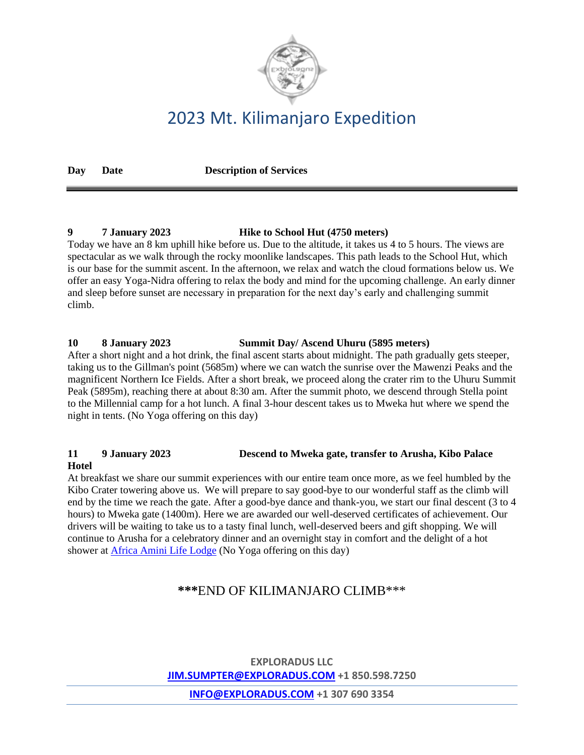# 2023 Mt. Kilimanjaro Expedition

**Day Date Description of Services**

**9 7 January 2023 Hike to School Hut (4750 meters)**

Today we have an 8 km uphill hike before us. Due to the altitude, it takes us 4 to 5 hours. The views are spectacular as we walk through the rocky moonlike landscapes. This path leads to the School Hut, which is our base for the summit ascent. In the afternoon, we relax and watch the cloud formations below us. We offer an easy Yoga-Nidra offering to relax the body and mind for the upcoming challenge. An early dinner and sleep before sunset are necessary in preparation for the next day's early and challenging summit climb.

**10 8 January 2023 Summit Day/ Ascend Uhuru (5895 meters)**

After a short night and a hot drink, the final ascent starts about midnight. The path gradually gets steeper, taking us to the Gillman's point (5685m) where we can watch the sunrise over the Mawenzi Peaks and the magnificent Northern Ice Fields. After a short break, we proceed along the crater rim to the Uhuru Summit Peak (5895m), reaching there at about 8:30 am. After the summit photo, we descend through Stella point to the Millennial camp for a hot lunch. A final 3-hour descent takes us to Mweka hut where we spend the night in tents. (No Yoga offering on this day)

**11 9 January 2023 Descend to Mweka gate, transfer to Arusha, Kibo Palace Hotel**

At breakfast we share our summit experiences with our entire team once more, as we feel humbled by the Kibo Crater towering above us. We will prepare to say good-bye to our wonderful staff as the climb will end by the time we reach the gate. After a good-bye dance and thank-you, we start our final descent (3 to 4 hours) to Mweka gate (1400m). Here we are awarded our well-deserved certificates of achievement. Our drivers will be waiting to take us to a tasty final lunch, well-deserved beers and gift shopping. We will continue to Arusha for a celebratory dinner and an overnight stay in comfort and the delight of a hot shower at Africa Amini Life Lodge (No Yoga offering on this day)

***END OF KILIMANJARO CLIMB***

**EXPLORADUS LLC**
**JIM.SUMPTER@EXPLORADUS.COM +1 850.598.7250**
**INFO@EXPLORADUS.COM +1 307 690 3354**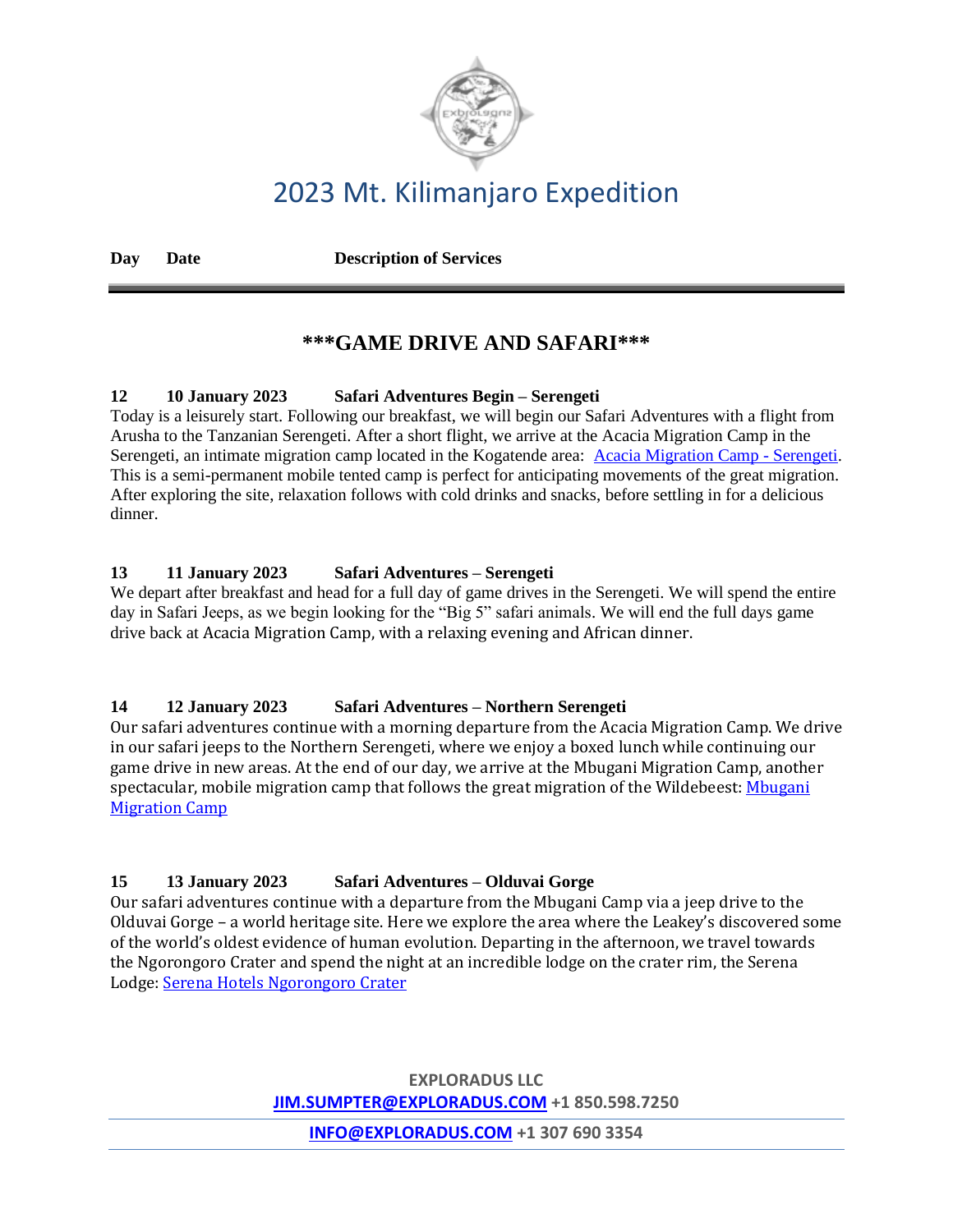# 2023 Mt. Kilimanjaro Expedition

**Day Date Description of Services**

## \*\*\*GAME DRIVE AND SAFARI\*\*\*

**12 10 January 2023 Safari Adventures Begin – Serengeti**

Today is a leisurely start. Following our breakfast, we will begin our Safari Adventures with a flight from Arusha to the Tanzanian Serengeti. After a short flight, we arrive at the Acacia Migration Camp in the Serengeti, an intimate migration camp located in the Kogatende area: Acacia Migration Camp - Serengeti. This is a semi-permanent mobile tented camp is perfect for anticipating movements of the great migration. After exploring the site, relaxation follows with cold drinks and snacks, before settling in for a delicious dinner.

**13 11 January 2023 Safari Adventures – Serengeti**

We depart after breakfast and head for a full day of game drives in the Serengeti. We will spend the entire day in Safari Jeeps, as we begin looking for the "Big 5" safari animals. We will end the full days game drive back at Acacia Migration Camp, with a relaxing evening and African dinner.

**14 12 January 2023 Safari Adventures – Northern Serengeti**

Our safari adventures continue with a morning departure from the Acacia Migration Camp. We drive in our safari jeeps to the Northern Serengeti, where we enjoy a boxed lunch while continuing our game drive in new areas. At the end of our day, we arrive at the Mbugani Migration Camp, another spectacular, mobile migration camp that follows the great migration of the Wildebeest: Mbugani Migration Camp

**15 13 January 2023 Safari Adventures – Olduvai Gorge**

Our safari adventures continue with a departure from the Mbugani Camp via a jeep drive to the Olduvai Gorge – a world heritage site. Here we explore the area where the Leakey's discovered some of the world's oldest evidence of human evolution. Departing in the afternoon, we travel towards the Ngorongoro Crater and spend the night at an incredible lodge on the crater rim, the Serena Lodge: Serena Hotels Ngorongoro Crater

**EXPLORADUS LLC**
**JIM.SUMPTER@EXPLORADUS.COM +1 850.598.7250**
**INFO@EXPLORADUS.COM +1 307 690 3354**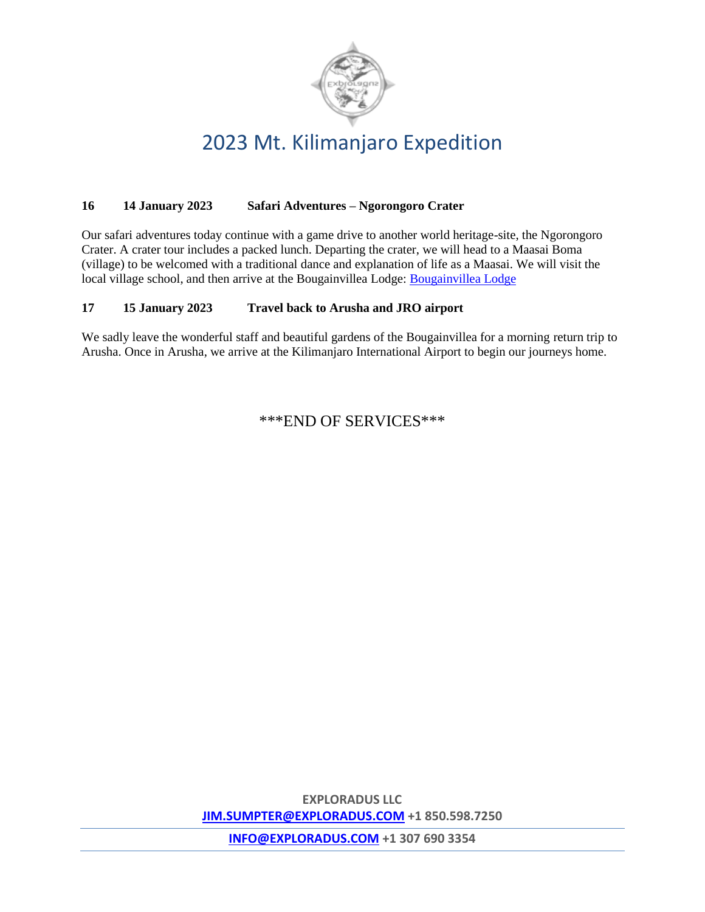# 2023 Mt. Kilimanjaro Expedition

**16 14 January 2023 Safari Adventures – Ngorongoro Crater**

Our safari adventures today continue with a game drive to another world heritage-site, the Ngorongoro Crater. A crater tour includes a packed lunch. Departing the crater, we will head to a Maasai Boma (village) to be welcomed with a traditional dance and explanation of life as a Maasai. We will visit the local village school, and then arrive at the Bougainvillea Lodge: Bougainvillea Lodge

**17 15 January 2023 Travel back to Arusha and JRO airport**

We sadly leave the wonderful staff and beautiful gardens of the Bougainvillea for a morning return trip to Arusha. Once in Arusha, we arrive at the Kilimanjaro International Airport to begin our journeys home.

***END OF SERVICES***

**EXPLORADUS LLC**
**JIM.SUMPTER@EXPLORADUS.COM +1 850.598.7250**

**INFO@EXPLORADUS.COM +1 307 690 3354**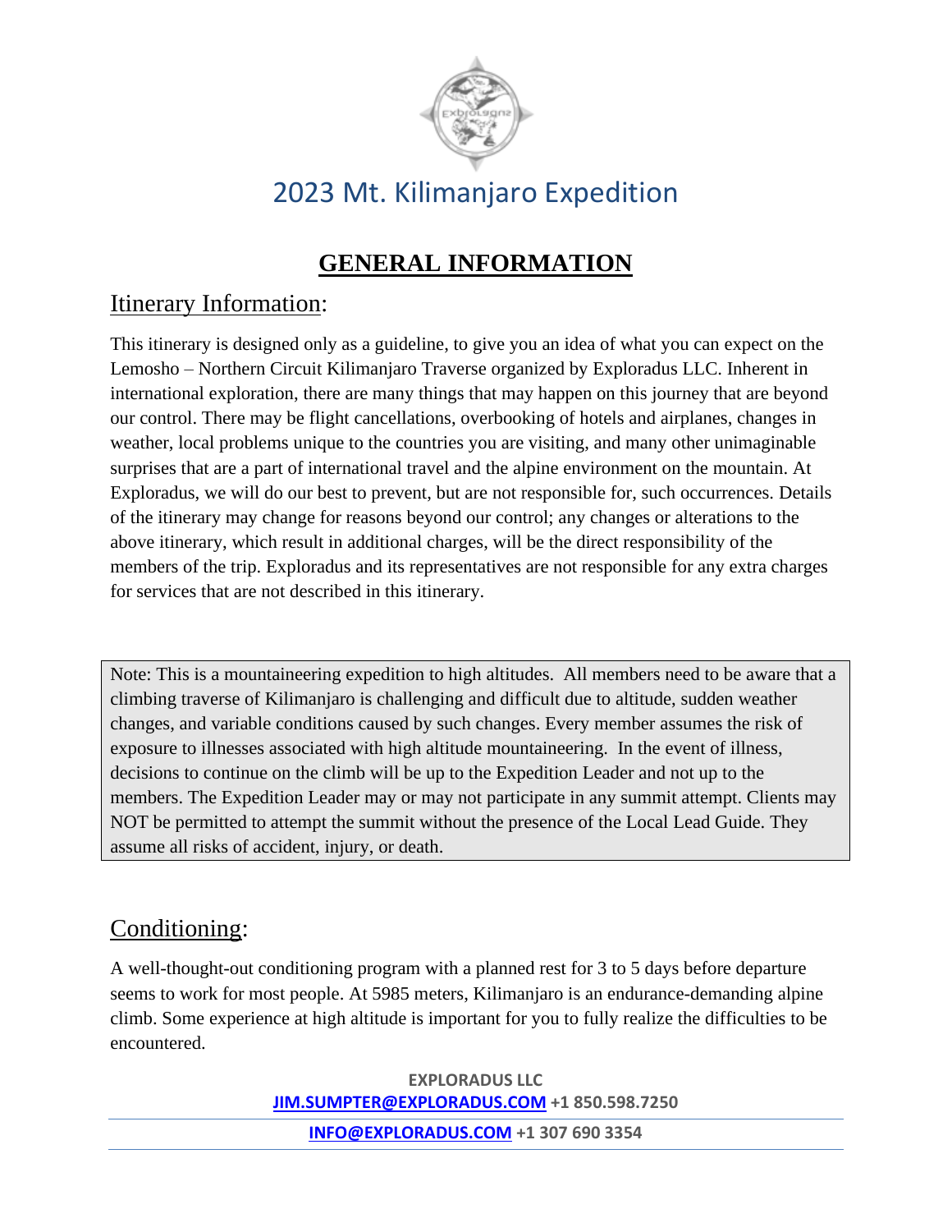# 2023 Mt. Kilimanjaro Expedition

## GENERAL INFORMATION

### Itinerary Information:

This itinerary is designed only as a guideline, to give you an idea of what you can expect on the Lemosho – Northern Circuit Kilimanjaro Traverse organized by Exploradus LLC. Inherent in international exploration, there are many things that may happen on this journey that are beyond our control. There may be flight cancellations, overbooking of hotels and airplanes, changes in weather, local problems unique to the countries you are visiting, and many other unimaginable surprises that are a part of international travel and the alpine environment on the mountain. At Exploradus, we will do our best to prevent, but are not responsible for, such occurrences. Details of the itinerary may change for reasons beyond our control; any changes or alterations to the above itinerary, which result in additional charges, will be the direct responsibility of the members of the trip. Exploradus and its representatives are not responsible for any extra charges for services that are not described in this itinerary.

> Note: This is a mountaineering expedition to high altitudes. All members need to be aware that a climbing traverse of Kilimanjaro is challenging and difficult due to altitude, sudden weather changes, and variable conditions caused by such changes. Every member assumes the risk of exposure to illnesses associated with high altitude mountaineering. In the event of illness, decisions to continue on the climb will be up to the Expedition Leader and not up to the members. The Expedition Leader may or may not participate in any summit attempt. Clients may NOT be permitted to attempt the summit without the presence of the Local Lead Guide. They assume all risks of accident, injury, or death.

### Conditioning:

A well-thought-out conditioning program with a planned rest for 3 to 5 days before departure seems to work for most people. At 5985 meters, Kilimanjaro is an endurance-demanding alpine climb. Some experience at high altitude is important for you to fully realize the difficulties to be encountered.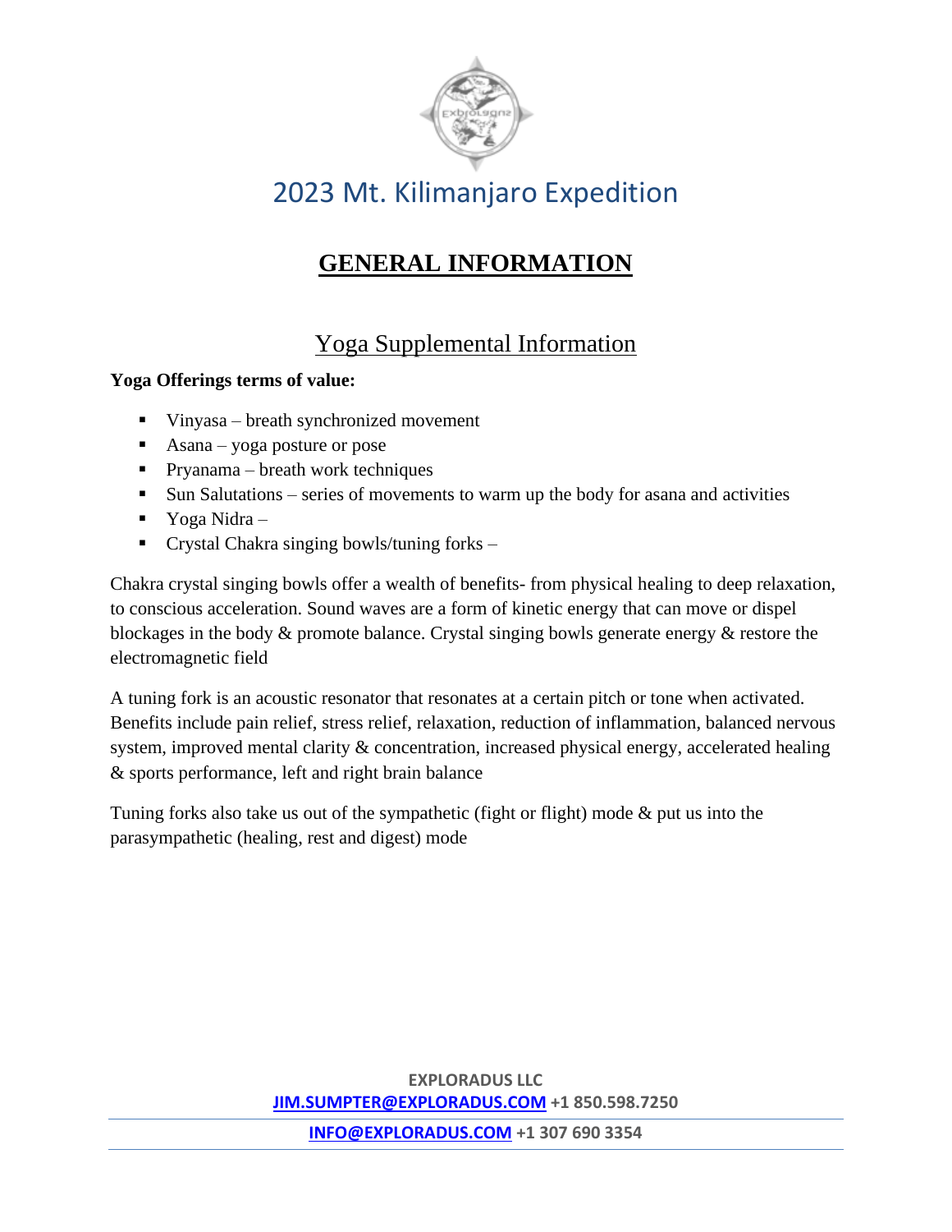# 2023 Mt. Kilimanjaro Expedition

## GENERAL INFORMATION

### Yoga Supplemental Information

**Yoga Offerings terms of value:**

- Vinyasa – breath synchronized movement
- Asana – yoga posture or pose
- Pryanama – breath work techniques
- Sun Salutations – series of movements to warm up the body for asana and activities
- Yoga Nidra –
- Crystal Chakra singing bowls/tuning forks –

Chakra crystal singing bowls offer a wealth of benefits- from physical healing to deep relaxation, to conscious acceleration. Sound waves are a form of kinetic energy that can move or dispel blockages in the body & promote balance. Crystal singing bowls generate energy & restore the electromagnetic field

A tuning fork is an acoustic resonator that resonates at a certain pitch or tone when activated. Benefits include pain relief, stress relief, relaxation, reduction of inflammation, balanced nervous system, improved mental clarity & concentration, increased physical energy, accelerated healing & sports performance, left and right brain balance

Tuning forks also take us out of the sympathetic (fight or flight) mode & put us into the parasympathetic (healing, rest and digest) mode

**EXPLORADUS LLC**
**JIM.SUMPTER@EXPLORADUS.COM +1 850.598.7250**
**INFO@EXPLORADUS.COM +1 307 690 3354**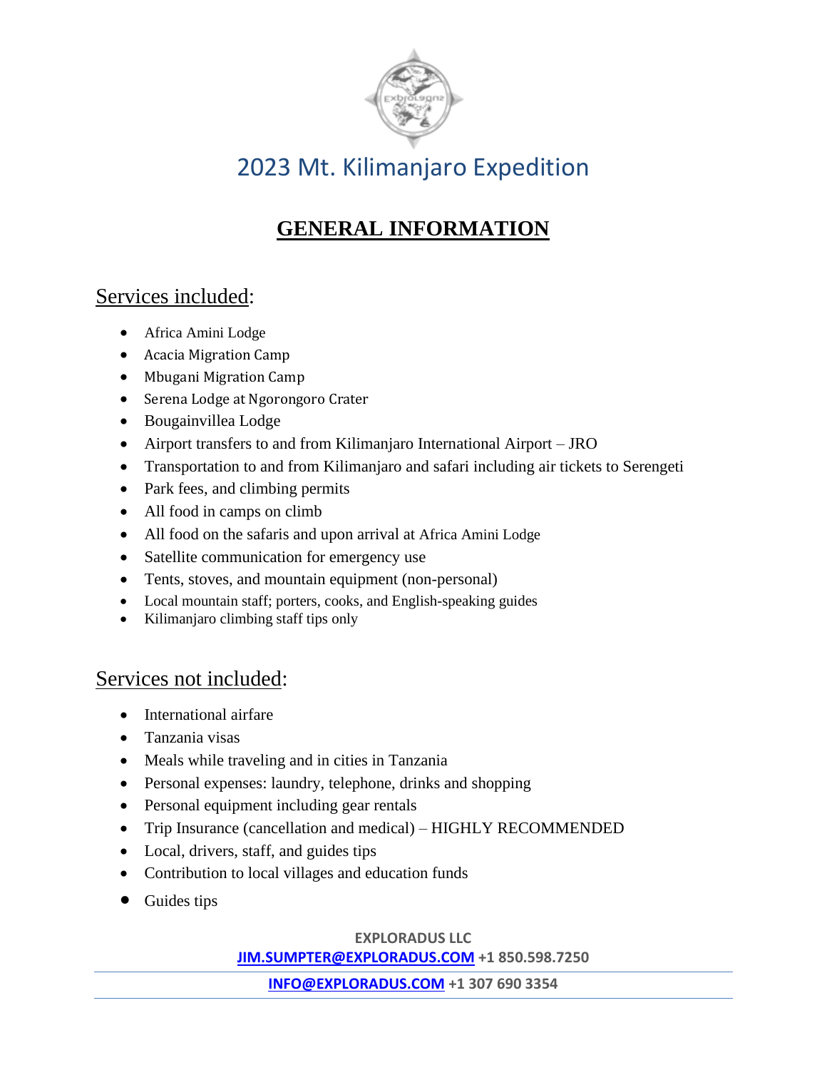# 2023 Mt. Kilimanjaro Expedition

## GENERAL INFORMATION

### Services included:

- Africa Amini Lodge
- Acacia Migration Camp
- Mbugani Migration Camp
- Serena Lodge at Ngorongoro Crater
- Bougainvillea Lodge
- Airport transfers to and from Kilimanjaro International Airport – JRO
- Transportation to and from Kilimanjaro and safari including air tickets to Serengeti
- Park fees, and climbing permits
- All food in camps on climb
- All food on the safaris and upon arrival at Africa Amini Lodge
- Satellite communication for emergency use
- Tents, stoves, and mountain equipment (non-personal)
- Local mountain staff; porters, cooks, and English-speaking guides
- Kilimanjaro climbing staff tips only

### Services not included:

- International airfare
- Tanzania visas
- Meals while traveling and in cities in Tanzania
- Personal expenses: laundry, telephone, drinks and shopping
- Personal equipment including gear rentals
- Trip Insurance (cancellation and medical) – HIGHLY RECOMMENDED
- Local, drivers, staff, and guides tips
- Contribution to local villages and education funds
- Guides tips

**EXPLORADUS LLC**
**JIM.SUMPTER@EXPLORADUS.COM +1 850.598.7250**
**INFO@EXPLORADUS.COM +1 307 690 3354**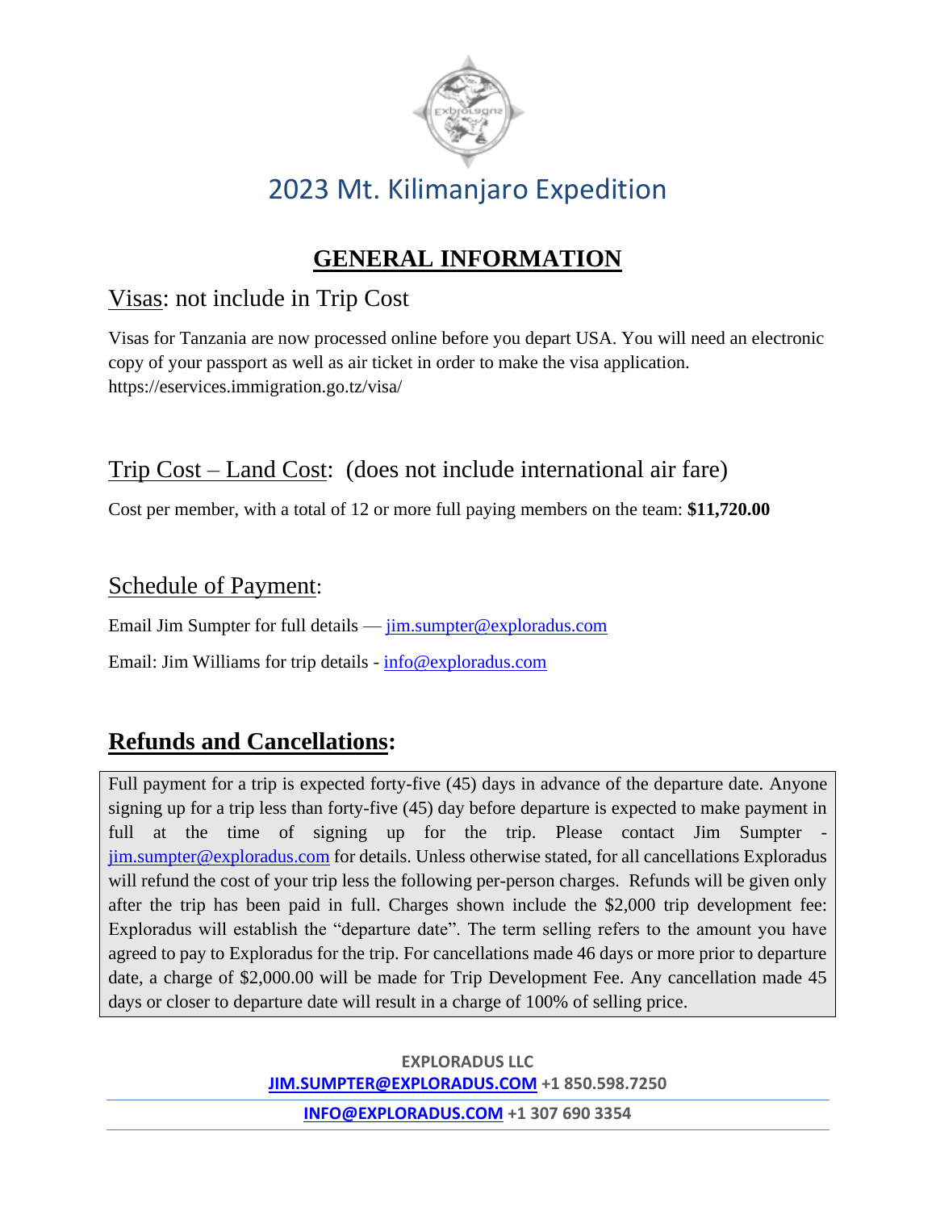# 2023 Mt. Kilimanjaro Expedition

## GENERAL INFORMATION

### Visas: not include in Trip Cost

Visas for Tanzania are now processed online before you depart USA. You will need an electronic copy of your passport as well as air ticket in order to make the visa application. https://eservices.immigration.go.tz/visa/

### Trip Cost – Land Cost: (does not include international air fare)

Cost per member, with a total of 12 or more full paying members on the team: **$11,720.00**

### Schedule of Payment:

Email Jim Sumpter for full details — jim.sumpter@exploradus.com

Email: Jim Williams for trip details - info@exploradus.com

## Refunds and Cancellations:

Full payment for a trip is expected forty-five (45) days in advance of the departure date. Anyone signing up for a trip less than forty-five (45) day before departure is expected to make payment in full at the time of signing up for the trip. Please contact Jim Sumpter - jim.sumpter@exploradus.com for details. Unless otherwise stated, for all cancellations Exploradus will refund the cost of your trip less the following per-person charges. Refunds will be given only after the trip has been paid in full. Charges shown include the $2,000 trip development fee: Exploradus will establish the "departure date". The term selling refers to the amount you have agreed to pay to Exploradus for the trip. For cancellations made 46 days or more prior to departure date, a charge of $2,000.00 will be made for Trip Development Fee. Any cancellation made 45 days or closer to departure date will result in a charge of 100% of selling price.

**EXPLORADUS LLC**
**JIM.SUMPTER@EXPLORADUS.COM +1 850.598.7250**
**INFO@EXPLORADUS.COM +1 307 690 3354**